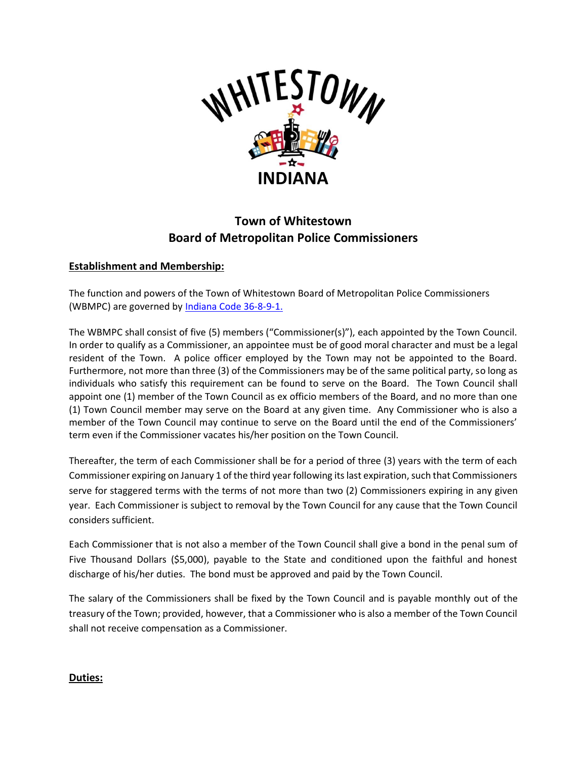# Town of Whitestown
## Board of Metropolitan Police Commissioners

**Establishment and Membership:**

The function and powers of the Town of Whitestown Board of Metropolitan Police Commissioners (WBMPC) are governed by [Indiana Code 36-8-9-1.]

The WBMPC shall consist of five (5) members ("Commissioner(s)"), each appointed by the Town Council. In order to qualify as a Commissioner, an appointee must be of good moral character and must be a legal resident of the Town. A police officer employed by the Town may not be appointed to the Board. Furthermore, not more than three (3) of the Commissioners may be of the same political party, so long as individuals who satisfy this requirement can be found to serve on the Board. The Town Council shall appoint one (1) member of the Town Council as ex officio members of the Board, and no more than one (1) Town Council member may serve on the Board at any given time. Any Commissioner who is also a member of the Town Council may continue to serve on the Board until the end of the Commissioners' term even if the Commissioner vacates his/her position on the Town Council.

Thereafter, the term of each Commissioner shall be for a period of three (3) years with the term of each Commissioner expiring on January 1 of the third year following its last expiration, such that Commissioners serve for staggered terms with the terms of not more than two (2) Commissioners expiring in any given year. Each Commissioner is subject to removal by the Town Council for any cause that the Town Council considers sufficient.

Each Commissioner that is not also a member of the Town Council shall give a bond in the penal sum of Five Thousand Dollars ($5,000), payable to the State and conditioned upon the faithful and honest discharge of his/her duties. The bond must be approved and paid by the Town Council.

The salary of the Commissioners shall be fixed by the Town Council and is payable monthly out of the treasury of the Town; provided, however, that a Commissioner who is also a member of the Town Council shall not receive compensation as a Commissioner.

**Duties:**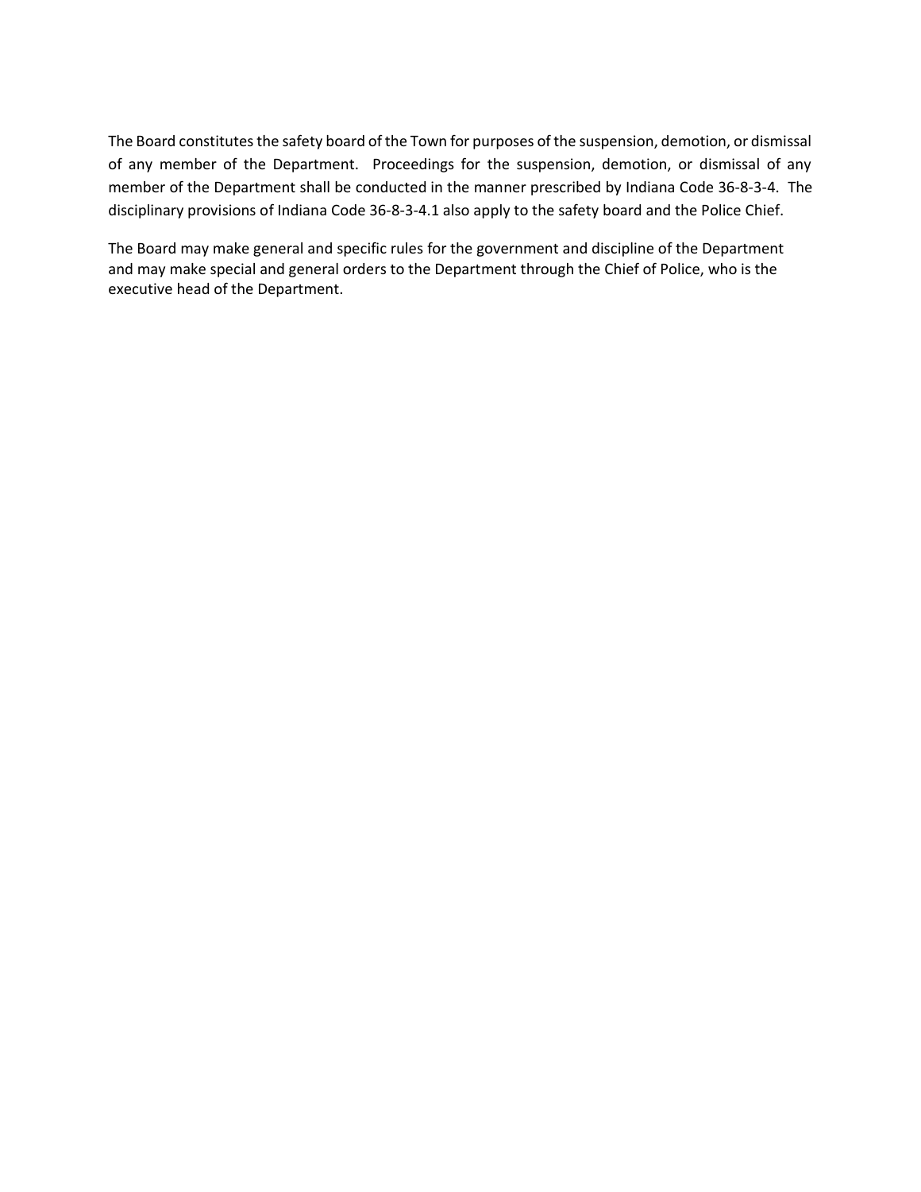The Board constitutes the safety board of the Town for purposes of the suspension, demotion, or dismissal of any member of the Department. Proceedings for the suspension, demotion, or dismissal of any member of the Department shall be conducted in the manner prescribed by Indiana Code 36-8-3-4. The disciplinary provisions of Indiana Code 36-8-3-4.1 also apply to the safety board and the Police Chief.

The Board may make general and specific rules for the government and discipline of the Department and may make special and general orders to the Department through the Chief of Police, who is the executive head of the Department.